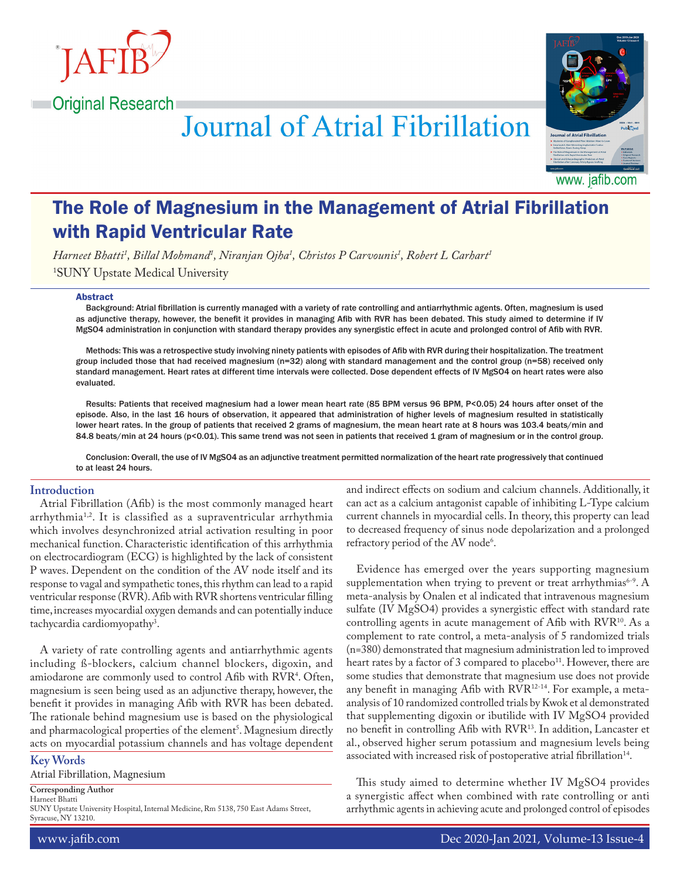Original Research

# The Role of Magnesium in the Management of Atrial Fibrillation with Rapid Ventricular Rate

*Harneet Bhatti[1], Billal Mohmand[1], Niranjan Ojha[1], Christos P Carvounis[1], Robert L Carhart[1]*

[1]SUNY Upstate Medical University

## Abstract

Background: Atrial fibrillation is currently managed with a variety of rate controlling and antiarrhythmic agents. Often, magnesium is used as adjunctive therapy, however, the benefit it provides in managing Afib with RVR has been debated. This study aimed to determine if IV MgSO4 administration in conjunction with standard therapy provides any synergistic effect in acute and prolonged control of Afib with RVR.

Methods: This was a retrospective study involving ninety patients with episodes of Afib with RVR during their hospitalization. The treatment group included those that had received magnesium (n=32) along with standard management and the control group (n=58) received only standard management. Heart rates at different time intervals were collected. Dose dependent effects of IV MgSO4 on heart rates were also evaluated.

Results: Patients that received magnesium had a lower mean heart rate (85 BPM versus 96 BPM, P<0.05) 24 hours after onset of the episode. Also, in the last 16 hours of observation, it appeared that administration of higher levels of magnesium resulted in statistically lower heart rates. In the group of patients that received 2 grams of magnesium, the mean heart rate at 8 hours was 103.4 beats/min and 84.8 beats/min at 24 hours (p<0.01). This same trend was not seen in patients that received 1 gram of magnesium or in the control group.

Conclusion: Overall, the use of IV MgSO4 as an adjunctive treatment permitted normalization of the heart rate progressively that continued to at least 24 hours.

## Introduction

Atrial Fibrillation (Afib) is the most commonly managed heart arrhythmia[1,2]. It is classified as a supraventricular arrhythmia which involves desynchronized atrial activation resulting in poor mechanical function. Characteristic identification of this arrhythmia on electrocardiogram (ECG) is highlighted by the lack of consistent P waves. Dependent on the condition of the AV node itself and its response to vagal and sympathetic tones, this rhythm can lead to a rapid ventricular response (RVR). Afib with RVR shortens ventricular filling time, increases myocardial oxygen demands and can potentially induce tachycardia cardiomyopathy[3].

A variety of rate controlling agents and antiarrhythmic agents including ß-blockers, calcium channel blockers, digoxin, and amiodarone are commonly used to control Afib with RVR[4]. Often, magnesium is seen being used as an adjunctive therapy, however, the benefit it provides in managing Afib with RVR has been debated. The rationale behind magnesium use is based on the physiological and pharmacological properties of the element[5]. Magnesium directly acts on myocardial potassium channels and has voltage dependent and indirect effects on sodium and calcium channels. Additionally, it can act as a calcium antagonist capable of inhibiting L-Type calcium current channels in myocardial cells. In theory, this property can lead to decreased frequency of sinus node depolarization and a prolonged refractory period of the AV node[6].

Evidence has emerged over the years supporting magnesium supplementation when trying to prevent or treat arrhythmias[6-9]. A meta-analysis by Onalen et al indicated that intravenous magnesium sulfate (IV MgSO4) provides a synergistic effect with standard rate controlling agents in acute management of Afib with RVR[10]. As a complement to rate control, a meta-analysis of 5 randomized trials (n=380) demonstrated that magnesium administration led to improved heart rates by a factor of 3 compared to placebo[11]. However, there are some studies that demonstrate that magnesium use does not provide any benefit in managing Afib with RVR[12-14]. For example, a meta-analysis of 10 randomized controlled trials by Kwok et al demonstrated that supplementing digoxin or ibutilide with IV MgSO4 provided no benefit in controlling Afib with RVR[13]. In addition, Lancaster et al., observed higher serum potassium and magnesium levels being associated with increased risk of postoperative atrial fibrillation[14].

This study aimed to determine whether IV MgSO4 provides a synergistic affect when combined with rate controlling or anti arrhythmic agents in achieving acute and prolonged control of episodes

## Key Words

Atrial Fibrillation, Magnesium

**Corresponding Author**
Harneet Bhatti
SUNY Upstate University Hospital, Internal Medicine, Rm 5138, 750 East Adams Street, Syracuse, NY 13210.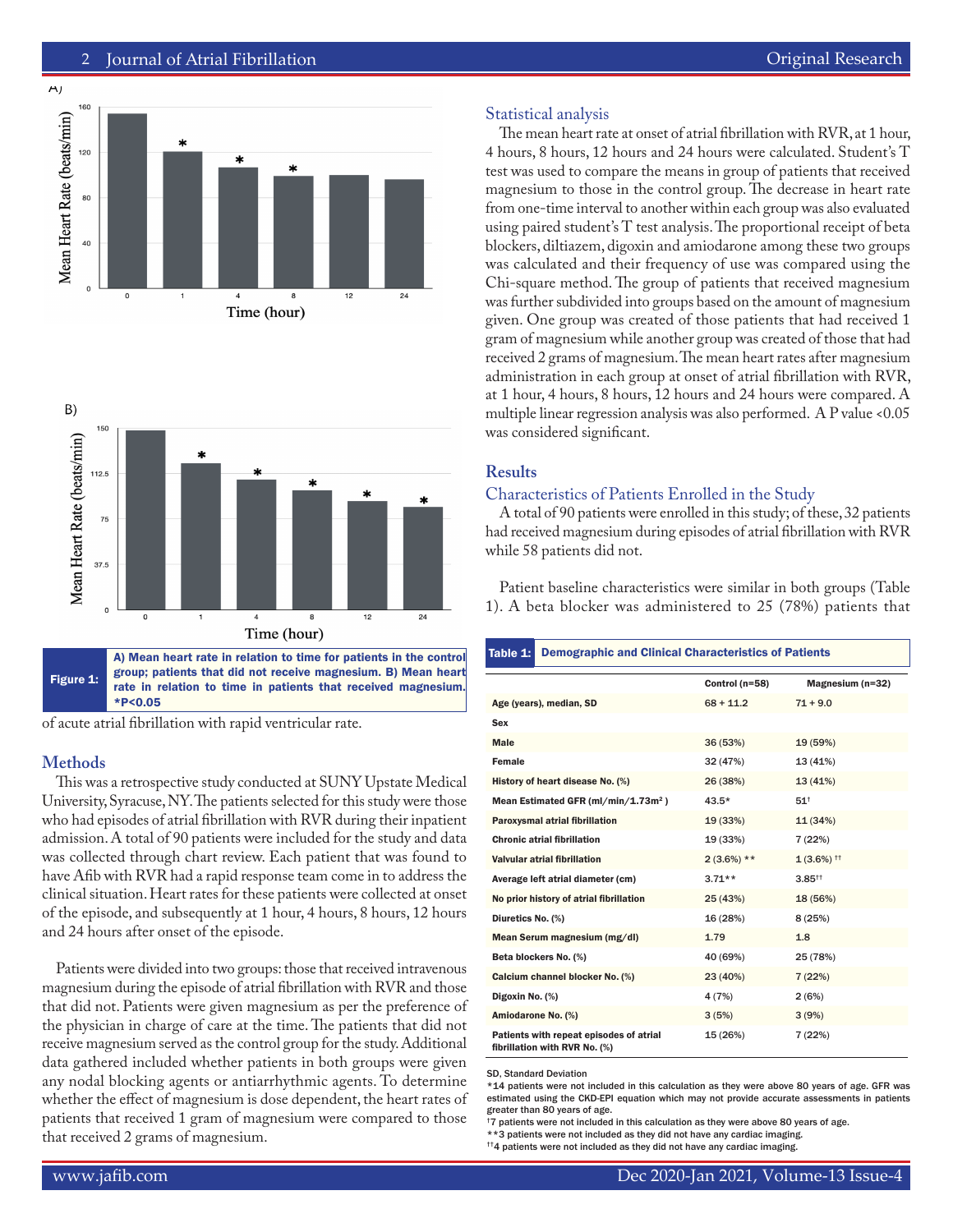Figure 1: A) Mean heart rate in relation to time for patients in the control group; patients that did not receive magnesium. B) Mean heart rate in relation to time in patients that received magnesium. *P<0.05

of acute atrial fibrillation with rapid ventricular rate.

## Methods

This was a retrospective study conducted at SUNY Upstate Medical University, Syracuse, NY. The patients selected for this study were those who had episodes of atrial fibrillation with RVR during their inpatient admission. A total of 90 patients were included for the study and data was collected through chart review. Each patient that was found to have Afib with RVR had a rapid response team come in to address the clinical situation. Heart rates for these patients were collected at onset of the episode, and subsequently at 1 hour, 4 hours, 8 hours, 12 hours and 24 hours after onset of the episode.

Patients were divided into two groups: those that received intravenous magnesium during the episode of atrial fibrillation with RVR and those that did not. Patients were given magnesium as per the preference of the physician in charge of care at the time. The patients that did not receive magnesium served as the control group for the study. Additional data gathered included whether patients in both groups were given any nodal blocking agents or antiarrhythmic agents. To determine whether the effect of magnesium is dose dependent, the heart rates of patients that received 1 gram of magnesium were compared to those that received 2 grams of magnesium.

### Statistical analysis

The mean heart rate at onset of atrial fibrillation with RVR, at 1 hour, 4 hours, 8 hours, 12 hours and 24 hours were calculated. Student's T test was used to compare the means in group of patients that received magnesium to those in the control group. The decrease in heart rate from one-time interval to another within each group was also evaluated using paired student's T test analysis. The proportional receipt of beta blockers, diltiazem, digoxin and amiodarone among these two groups was calculated and their frequency of use was compared using the Chi-square method. The group of patients that received magnesium was further subdivided into groups based on the amount of magnesium given. One group was created of those patients that had received 1 gram of magnesium while another group was created of those that had received 2 grams of magnesium. The mean heart rates after magnesium administration in each group at onset of atrial fibrillation with RVR, at 1 hour, 4 hours, 8 hours, 12 hours and 24 hours were compared. A multiple linear regression analysis was also performed. A P value <0.05 was considered significant.

## Results

### Characteristics of Patients Enrolled in the Study

A total of 90 patients were enrolled in this study; of these, 32 patients had received magnesium during episodes of atrial fibrillation with RVR while 58 patients did not.

Patient baseline characteristics were similar in both groups (Table 1). A beta blocker was administered to 25 (78%) patients that

**Table 1: Demographic and Clinical Characteristics of Patients**

| | Control (n=58) | Magnesium (n=32) |
|---|---|---|
| Age (years), median, SD | 68 + 11.2 | 71 + 9.0 |
| Sex | | |
| Male | 36 (53%) | 19 (59%) |
| Female | 32 (47%) | 13 (41%) |
| History of heart disease No. (%) | 26 (38%) | 13 (41%) |
| Mean Estimated GFR (ml/min/1.73m$^2$ ) | 43.5* | 51† |
| Paroxysmal atrial fibrillation | 19 (33%) | 11 (34%) |
| Chronic atrial fibrillation | 19 (33%) | 7 (22%) |
| Valvular atrial fibrillation | 2 (3.6%) ** | 1 (3.6%) †† |
| Average left atrial diameter (cm) | 3.71** | 3.85†† |
| No prior history of atrial fibrillation | 25 (43%) | 18 (56%) |
| Diuretics No. (%) | 16 (28%) | 8 (25%) |
| Mean Serum magnesium (mg/dl) | 1.79 | 1.8 |
| Beta blockers No. (%) | 40 (69%) | 25 (78%) |
| Calcium channel blocker No. (%) | 23 (40%) | 7 (22%) |
| Digoxin No. (%) | 4 (7%) | 2 (6%) |
| Amiodarone No. (%) | 3 (5%) | 3 (9%) |
| Patients with repeat episodes of atrial fibrillation with RVR No. (%) | 15 (26%) | 7 (22%) |

SD, Standard Deviation
*14 patients were not included in this calculation as they were above 80 years of age. GFR was estimated using the CKD-EPI equation which may not provide accurate assessments in patients greater than 80 years of age.
†7 patients were not included in this calculation as they were above 80 years of age.
**3 patients were not included as they did not have any cardiac imaging.
††4 patients were not included as they did not have any cardiac imaging.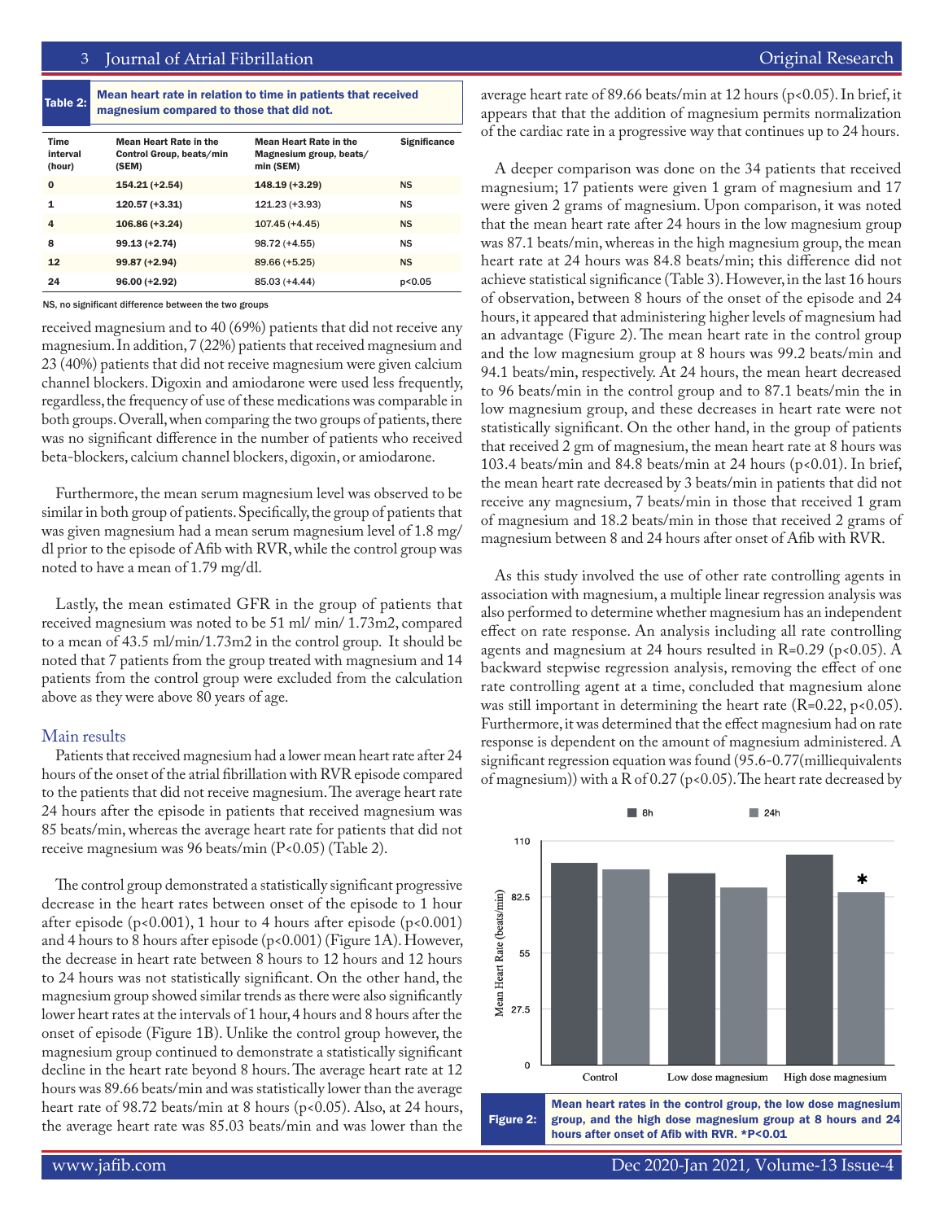**Table 2:** Mean heart rate in relation to time in patients that received magnesium compared to those that did not.

| Time interval (hour) | Mean Heart Rate in the Control Group, beats/min (SEM) | Mean Heart Rate in the Magnesium group, beats/ min (SEM) | Significance |
|---|---|---|---|
| 0 | 154.21 (+2.54) | 148.19 (+3.29) | NS |
| 1 | 120.57 (+3.31) | 121.23 (+3.93) | NS |
| 4 | 106.86 (+3.24) | 107.45 (+4.45) | NS |
| 8 | 99.13 (+2.74) | 98.72 (+4.55) | NS |
| 12 | 99.87 (+2.94) | 89.66 (+5.25) | NS |
| 24 | 96.00 (+2.92) | 85.03 (+4.44) | p<0.05 |

NS, no significant difference between the two groups

received magnesium and to 40 (69%) patients that did not receive any magnesium. In addition, 7 (22%) patients that received magnesium and 23 (40%) patients that did not receive magnesium were given calcium channel blockers. Digoxin and amiodarone were used less frequently, regardless, the frequency of use of these medications was comparable in both groups. Overall, when comparing the two groups of patients, there was no significant difference in the number of patients who received beta-blockers, calcium channel blockers, digoxin, or amiodarone.

Furthermore, the mean serum magnesium level was observed to be similar in both group of patients. Specifically, the group of patients that was given magnesium had a mean serum magnesium level of 1.8 mg/dl prior to the episode of Afib with RVR, while the control group was noted to have a mean of 1.79 mg/dl.

Lastly, the mean estimated GFR in the group of patients that received magnesium was noted to be 51 ml/ min/ 1.73m2, compared to a mean of 43.5 ml/min/1.73m2 in the control group. It should be noted that 7 patients from the group treated with magnesium and 14 patients from the control group were excluded from the calculation above as they were above 80 years of age.

## Main results

Patients that received magnesium had a lower mean heart rate after 24 hours of the onset of the atrial fibrillation with RVR episode compared to the patients that did not receive magnesium. The average heart rate 24 hours after the episode in patients that received magnesium was 85 beats/min, whereas the average heart rate for patients that did not receive magnesium was 96 beats/min (P<0.05) (Table 2).

The control group demonstrated a statistically significant progressive decrease in the heart rates between onset of the episode to 1 hour after episode (p<0.001), 1 hour to 4 hours after episode (p<0.001) and 4 hours to 8 hours after episode (p<0.001) (Figure 1A). However, the decrease in heart rate between 8 hours to 12 hours and 12 hours to 24 hours was not statistically significant. On the other hand, the magnesium group showed similar trends as there were also significantly lower heart rates at the intervals of 1 hour, 4 hours and 8 hours after the onset of episode (Figure 1B). Unlike the control group however, the magnesium group continued to demonstrate a statistically significant decline in the heart rate beyond 8 hours. The average heart rate at 12 hours was 89.66 beats/min and was statistically lower than the average heart rate of 98.72 beats/min at 8 hours (p<0.05). Also, at 24 hours, the average heart rate was 85.03 beats/min and was lower than the average heart rate of 89.66 beats/min at 12 hours (p<0.05). In brief, it appears that that the addition of magnesium permits normalization of the cardiac rate in a progressive way that continues up to 24 hours.

A deeper comparison was done on the 34 patients that received magnesium; 17 patients were given 1 gram of magnesium and 17 were given 2 grams of magnesium. Upon comparison, it was noted that the mean heart rate after 24 hours in the low magnesium group was 87.1 beats/min, whereas in the high magnesium group, the mean heart rate at 24 hours was 84.8 beats/min; this difference did not achieve statistical significance (Table 3). However, in the last 16 hours of observation, between 8 hours of the onset of the episode and 24 hours, it appeared that administering higher levels of magnesium had an advantage (Figure 2). The mean heart rate in the control group and the low magnesium group at 8 hours was 99.2 beats/min and 94.1 beats/min, respectively. At 24 hours, the mean heart decreased to 96 beats/min in the control group and to 87.1 beats/min the in low magnesium group, and these decreases in heart rate were not statistically significant. On the other hand, in the group of patients that received 2 gm of magnesium, the mean heart rate at 8 hours was 103.4 beats/min and 84.8 beats/min at 24 hours (p<0.01). In brief, the mean heart rate decreased by 3 beats/min in patients that did not receive any magnesium, 7 beats/min in those that received 1 gram of magnesium and 18.2 beats/min in those that received 2 grams of magnesium between 8 and 24 hours after onset of Afib with RVR.

As this study involved the use of other rate controlling agents in association with magnesium, a multiple linear regression analysis was also performed to determine whether magnesium has an independent effect on rate response. An analysis including all rate controlling agents and magnesium at 24 hours resulted in R=0.29 (p<0.05). A backward stepwise regression analysis, removing the effect of one rate controlling agent at a time, concluded that magnesium alone was still important in determining the heart rate (R=0.22, p<0.05). Furthermore, it was determined that the effect magnesium had on rate response is dependent on the amount of magnesium administered. A significant regression equation was found (95.6-0.77(milliequivalents of magnesium)) with a R of 0.27 (p<0.05). The heart rate decreased by

**Figure 2:** Mean heart rates in the control group, the low dose magnesium group, and the high dose magnesium group at 8 hours and 24 hours after onset of Afib with RVR. *P<0.01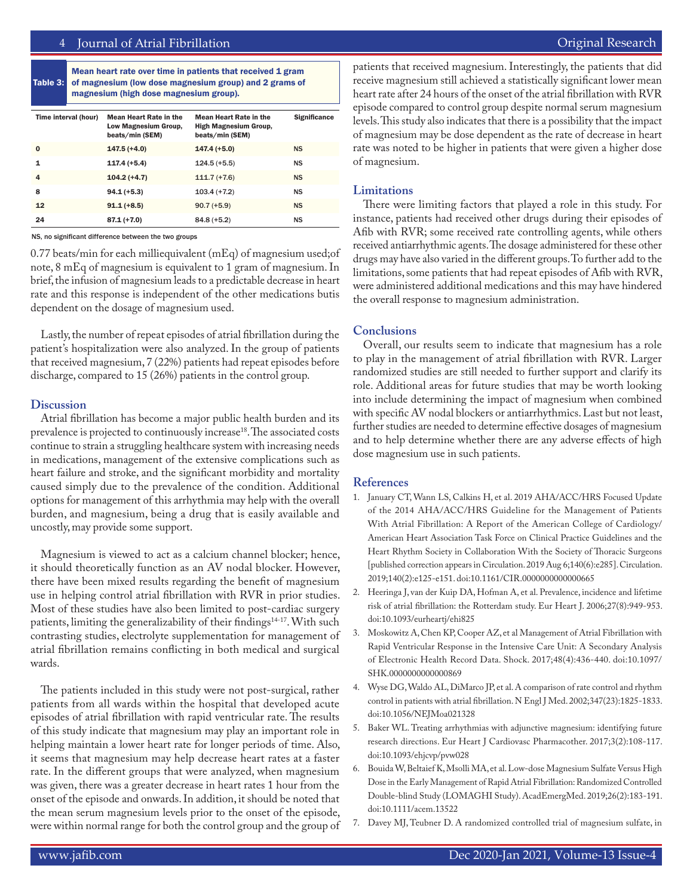Table 3: Mean heart rate over time in patients that received 1 gram of magnesium (low dose magnesium group) and 2 grams of magnesium (high dose magnesium group).

| Time interval (hour) | Mean Heart Rate in the Low Magnesium Group, beats/min (SEM) | Mean Heart Rate in the High Magnesium Group, beats/min (SEM) | Significance |
|---|---|---|---|
| 0 | 147.5 (+4.0) | 147.4 (+5.0) | NS |
| 1 | 117.4 (+5.4) | 124.5 (+5.5) | NS |
| 4 | 104.2 (+4.7) | 111.7 (+7.6) | NS |
| 8 | 94.1 (+5.3) | 103.4 (+7.2) | NS |
| 12 | 91.1 (+8.5) | 90.7 (+5.9) | NS |
| 24 | 87.1 (+7.0) | 84.8 (+5.2) | NS |

NS, no significant difference between the two groups

0.77 beats/min for each milliequivalent (mEq) of magnesium used;of note, 8 mEq of magnesium is equivalent to 1 gram of magnesium. In brief, the infusion of magnesium leads to a predictable decrease in heart rate and this response is independent of the other medications butis dependent on the dosage of magnesium used.

Lastly, the number of repeat episodes of atrial fibrillation during the patient's hospitalization were also analyzed. In the group of patients that received magnesium, 7 (22%) patients had repeat episodes before discharge, compared to 15 (26%) patients in the control group.

## Discussion

Atrial fibrillation has become a major public health burden and its prevalence is projected to continuously increase[18]. The associated costs continue to strain a struggling healthcare system with increasing needs in medications, management of the extensive complications such as heart failure and stroke, and the significant morbidity and mortality caused simply due to the prevalence of the condition. Additional options for management of this arrhythmia may help with the overall burden, and magnesium, being a drug that is easily available and uncostly, may provide some support.

Magnesium is viewed to act as a calcium channel blocker; hence, it should theoretically function as an AV nodal blocker. However, there have been mixed results regarding the benefit of magnesium use in helping control atrial fibrillation with RVR in prior studies. Most of these studies have also been limited to post-cardiac surgery patients, limiting the generalizability of their findings[14-17]. With such contrasting studies, electrolyte supplementation for management of atrial fibrillation remains conflicting in both medical and surgical wards.

The patients included in this study were not post-surgical, rather patients from all wards within the hospital that developed acute episodes of atrial fibrillation with rapid ventricular rate. The results of this study indicate that magnesium may play an important role in helping maintain a lower heart rate for longer periods of time. Also, it seems that magnesium may help decrease heart rates at a faster rate. In the different groups that were analyzed, when magnesium was given, there was a greater decrease in heart rates 1 hour from the onset of the episode and onwards. In addition, it should be noted that the mean serum magnesium levels prior to the onset of the episode, were within normal range for both the control group and the group of patients that received magnesium. Interestingly, the patients that did receive magnesium still achieved a statistically significant lower mean heart rate after 24 hours of the onset of the atrial fibrillation with RVR episode compared to control group despite normal serum magnesium levels. This study also indicates that there is a possibility that the impact of magnesium may be dose dependent as the rate of decrease in heart rate was noted to be higher in patients that were given a higher dose of magnesium.

## Limitations

There were limiting factors that played a role in this study. For instance, patients had received other drugs during their episodes of Afib with RVR; some received rate controlling agents, while others received antiarrhythmic agents. The dosage administered for these other drugs may have also varied in the different groups. To further add to the limitations, some patients that had repeat episodes of Afib with RVR, were administered additional medications and this may have hindered the overall response to magnesium administration.

## Conclusions

Overall, our results seem to indicate that magnesium has a role to play in the management of atrial fibrillation with RVR. Larger randomized studies are still needed to further support and clarify its role. Additional areas for future studies that may be worth looking into include determining the impact of magnesium when combined with specific AV nodal blockers or antiarrhythmics. Last but not least, further studies are needed to determine effective dosages of magnesium and to help determine whether there are any adverse effects of high dose magnesium use in such patients.

## References

1. January CT, Wann LS, Calkins H, et al. 2019 AHA/ACC/HRS Focused Update of the 2014 AHA/ACC/HRS Guideline for the Management of Patients With Atrial Fibrillation: A Report of the American College of Cardiology/American Heart Association Task Force on Clinical Practice Guidelines and the Heart Rhythm Society in Collaboration With the Society of Thoracic Surgeons [published correction appears in Circulation. 2019 Aug 6;140(6):e285]. Circulation. 2019;140(2):e125-e151. doi:10.1161/CIR.0000000000000665
2. Heeringa J, van der Kuip DA, Hofman A, et al. Prevalence, incidence and lifetime risk of atrial fibrillation: the Rotterdam study. Eur Heart J. 2006;27(8):949-953. doi:10.1093/eurheartj/ehi825
3. Moskowitz A, Chen KP, Cooper AZ, et al Management of Atrial Fibrillation with Rapid Ventricular Response in the Intensive Care Unit: A Secondary Analysis of Electronic Health Record Data. Shock. 2017;48(4):436-440. doi:10.1097/SHK.0000000000000869
4. Wyse DG, Waldo AL, DiMarco JP, et al. A comparison of rate control and rhythm control in patients with atrial fibrillation. N Engl J Med. 2002;347(23):1825-1833. doi:10.1056/NEJMoa021328
5. Baker WL. Treating arrhythmias with adjunctive magnesium: identifying future research directions. Eur Heart J Cardiovasc Pharmacother. 2017;3(2):108-117. doi:10.1093/ehjcvp/pvw028
6. Bouida W, Beltaief K, Msolli MA, et al. Low-dose Magnesium Sulfate Versus High Dose in the Early Management of Rapid Atrial Fibrillation: Randomized Controlled Double-blind Study (LOMAGHI Study). AcadEmergMed. 2019;26(2):183-191. doi:10.1111/acem.13522
7. Davey MJ, Teubner D. A randomized controlled trial of magnesium sulfate, in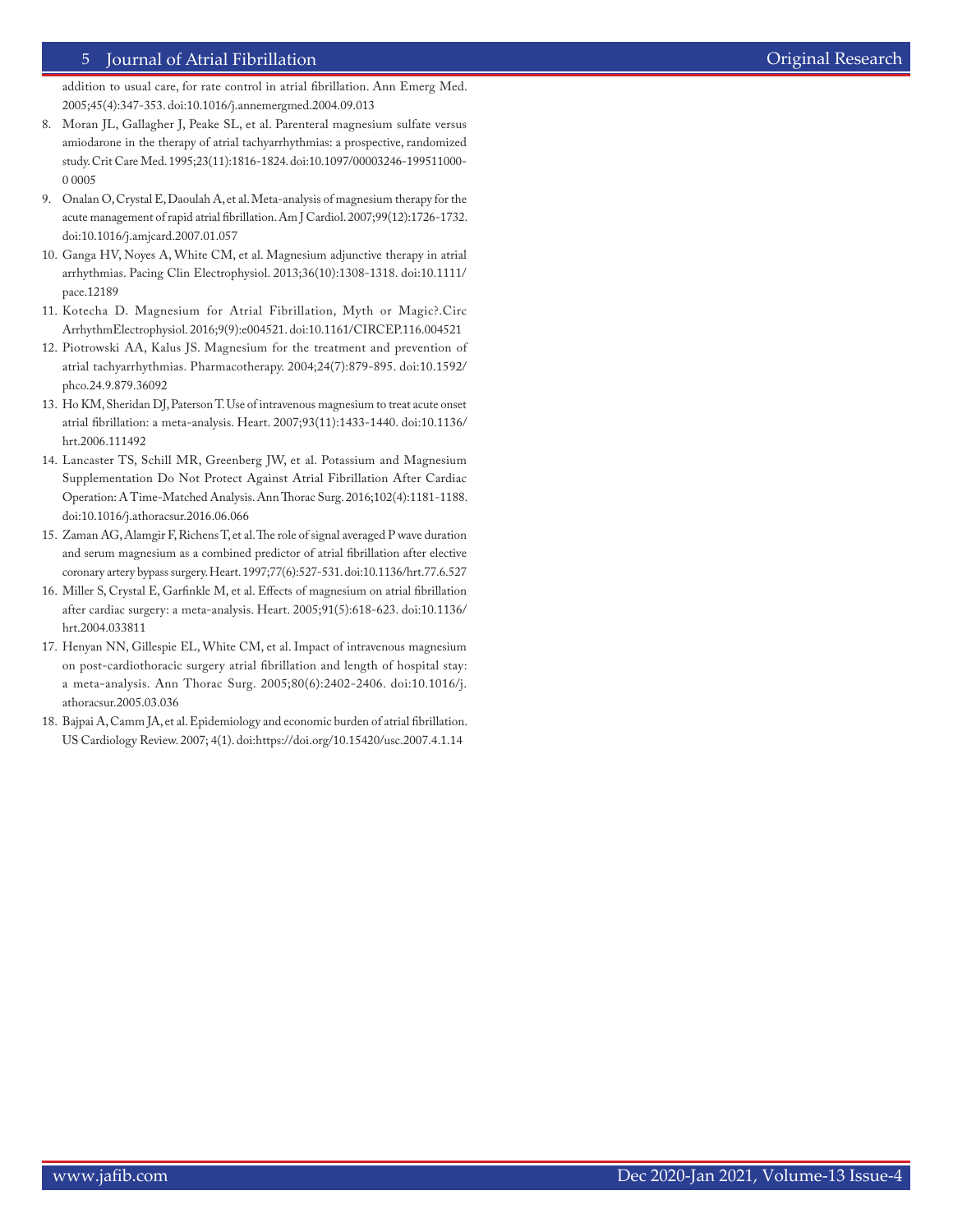addition to usual care, for rate control in atrial fibrillation. Ann Emerg Med. 2005;45(4):347-353. doi:10.1016/j.annemergmed.2004.09.013

8. Moran JL, Gallagher J, Peake SL, et al. Parenteral magnesium sulfate versus amiodarone in the therapy of atrial tachyarrhythmias: a prospective, randomized study. Crit Care Med. 1995;23(11):1816-1824. doi:10.1097/00003246-199511000-0 0005
9. Onalan O, Crystal E, Daoulah A, et al. Meta-analysis of magnesium therapy for the acute management of rapid atrial fibrillation. Am J Cardiol. 2007;99(12):1726-1732. doi:10.1016/j.amjcard.2007.01.057
10. Ganga HV, Noyes A, White CM, et al. Magnesium adjunctive therapy in atrial arrhythmias. Pacing Clin Electrophysiol. 2013;36(10):1308-1318. doi:10.1111/pace.12189
11. Kotecha D. Magnesium for Atrial Fibrillation, Myth or Magic?.Circ ArrhythmElectrophysiol. 2016;9(9):e004521. doi:10.1161/CIRCEP.116.004521
12. Piotrowski AA, Kalus JS. Magnesium for the treatment and prevention of atrial tachyarrhythmias. Pharmacotherapy. 2004;24(7):879-895. doi:10.1592/phco.24.9.879.36092
13. Ho KM, Sheridan DJ, Paterson T. Use of intravenous magnesium to treat acute onset atrial fibrillation: a meta-analysis. Heart. 2007;93(11):1433-1440. doi:10.1136/hrt.2006.111492
14. Lancaster TS, Schill MR, Greenberg JW, et al. Potassium and Magnesium Supplementation Do Not Protect Against Atrial Fibrillation After Cardiac Operation: A Time-Matched Analysis. Ann Thorac Surg. 2016;102(4):1181-1188. doi:10.1016/j.athoracsur.2016.06.066
15. Zaman AG, Alamgir F, Richens T, et al. The role of signal averaged P wave duration and serum magnesium as a combined predictor of atrial fibrillation after elective coronary artery bypass surgery. Heart. 1997;77(6):527-531. doi:10.1136/hrt.77.6.527
16. Miller S, Crystal E, Garfinkle M, et al. Effects of magnesium on atrial fibrillation after cardiac surgery: a meta-analysis. Heart. 2005;91(5):618-623. doi:10.1136/hrt.2004.033811
17. Henyan NN, Gillespie EL, White CM, et al. Impact of intravenous magnesium on post-cardiothoracic surgery atrial fibrillation and length of hospital stay: a meta-analysis. Ann Thorac Surg. 2005;80(6):2402-2406. doi:10.1016/j.athoracsur.2005.03.036
18. Bajpai A, Camm JA, et al. Epidemiology and economic burden of atrial fibrillation. US Cardiology Review. 2007; 4(1). doi:https://doi.org/10.15420/usc.2007.4.1.14